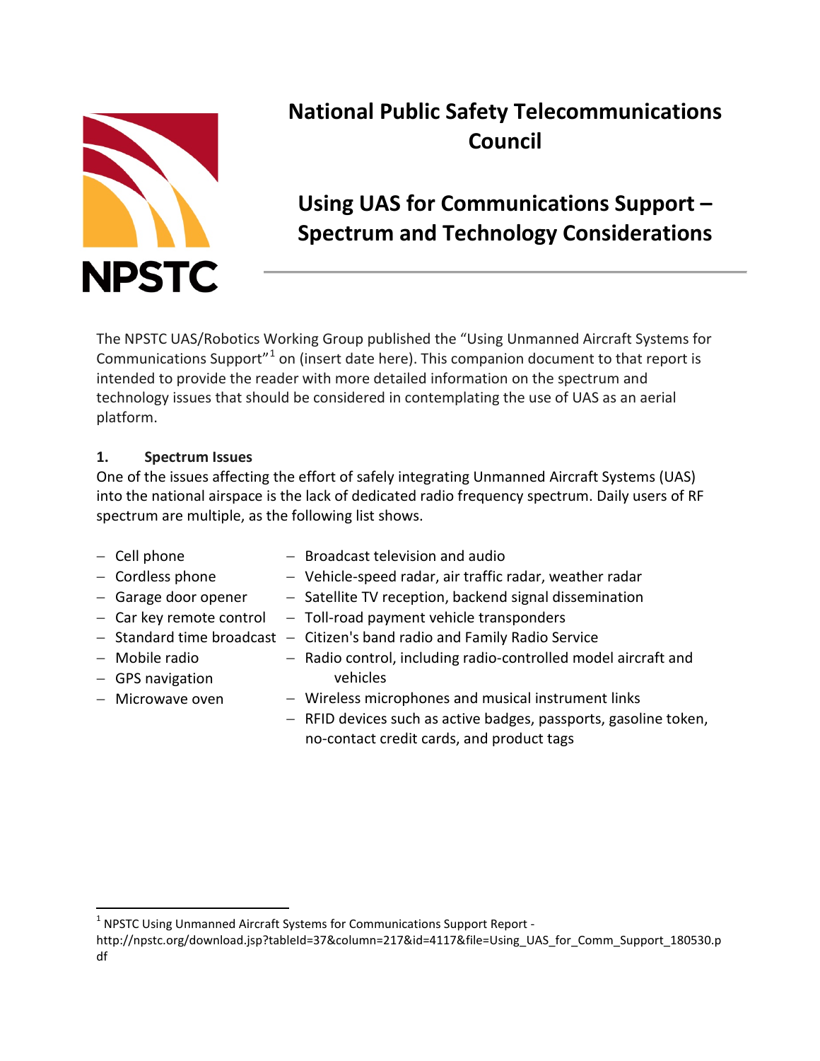NPSTC

# National Public Safety Telecommunications Council

# Using UAS for Communications Support – Spectrum and Technology Considerations

The NPSTC UAS/Robotics Working Group published the "Using Unmanned Aircraft Systems for Communications Support"[1] on (insert date here). This companion document to that report is intended to provide the reader with more detailed information on the spectrum and technology issues that should be considered in contemplating the use of UAS as an aerial platform.

## 1. Spectrum Issues

One of the issues affecting the effort of safely integrating Unmanned Aircraft Systems (UAS) into the national airspace is the lack of dedicated radio frequency spectrum. Daily users of RF spectrum are multiple, as the following list shows.

- Cell phone
- Cordless phone
- Garage door opener
- Car key remote control
- Standard time broadcast
- Mobile radio
- GPS navigation
- Microwave oven
- Broadcast television and audio
- Vehicle-speed radar, air traffic radar, weather radar
- Satellite TV reception, backend signal dissemination
- Toll-road payment vehicle transponders
- Citizen's band radio and Family Radio Service
- Radio control, including radio-controlled model aircraft and vehicles
- Wireless microphones and musical instrument links
- RFID devices such as active badges, passports, gasoline token, no-contact credit cards, and product tags

[1] NPSTC Using Unmanned Aircraft Systems for Communications Support Report - http://npstc.org/download.jsp?tableId=37&column=217&id=4117&file=Using_UAS_for_Comm_Support_180530.pdf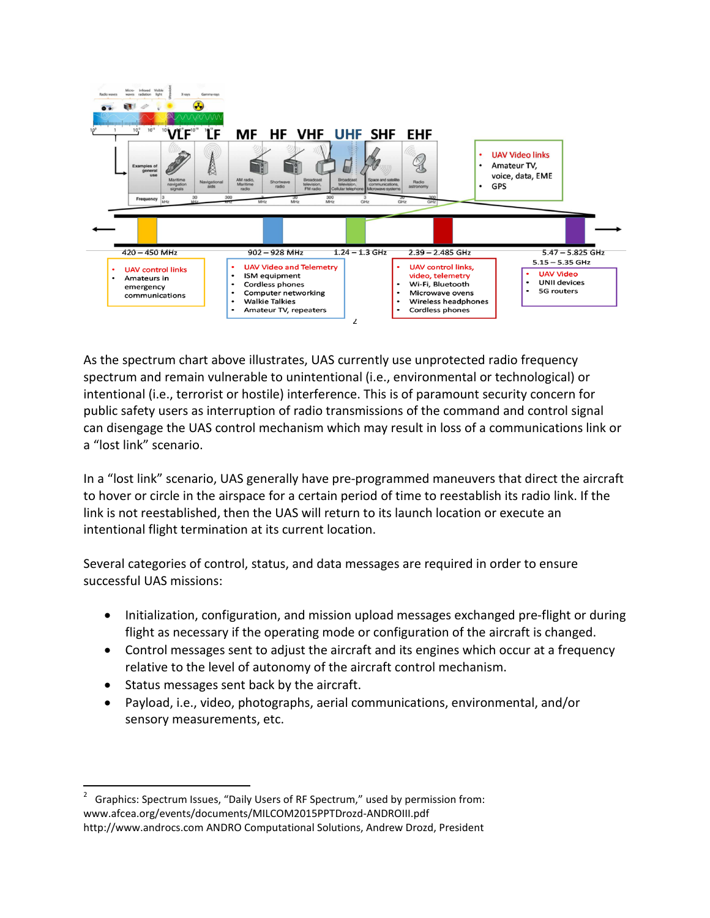420 – 450 MHz

- UAV control links
- Amateurs in emergency communications

902 – 928 MHz

- UAV Video and Telemetry
- ISM equipment
- Cordless phones
- Computer networking
- Walkie Talkies
- Amateur TV, repeaters

1.24 – 1.3 GHz

- UAV Video links
- Amateur TV, voice, data, EME
- GPS

2.39 – 2.485 GHz

- UAV control links, video, telemetry
- Wi-Fi, Bluetooth
- Microwave ovens
- Wireless headphones
- Cordless phones

5.47 – 5.825 GHz

5.15 – 5.35 GHz

- UAV Video
- UNII devices
- 5G routers

[2]

As the spectrum chart above illustrates, UAS currently use unprotected radio frequency spectrum and remain vulnerable to unintentional (i.e., environmental or technological) or intentional (i.e., terrorist or hostile) interference. This is of paramount security concern for public safety users as interruption of radio transmissions of the command and control signal can disengage the UAS control mechanism which may result in loss of a communications link or a "lost link" scenario.

In a "lost link" scenario, UAS generally have pre-programmed maneuvers that direct the aircraft to hover or circle in the airspace for a certain period of time to reestablish its radio link. If the link is not reestablished, then the UAS will return to its launch location or execute an intentional flight termination at its current location.

Several categories of control, status, and data messages are required in order to ensure successful UAS missions:

- Initialization, configuration, and mission upload messages exchanged pre-flight or during flight as necessary if the operating mode or configuration of the aircraft is changed.
- Control messages sent to adjust the aircraft and its engines which occur at a frequency relative to the level of autonomy of the aircraft control mechanism.
- Status messages sent back by the aircraft.
- Payload, i.e., video, photographs, aerial communications, environmental, and/or sensory measurements, etc.

---

[2] Graphics: Spectrum Issues, "Daily Users of RF Spectrum," used by permission from: www.afcea.org/events/documents/MILCOM2015PPTDrozd-ANDROIII.pdf
http://www.androcs.com ANDRO Computational Solutions, Andrew Drozd, President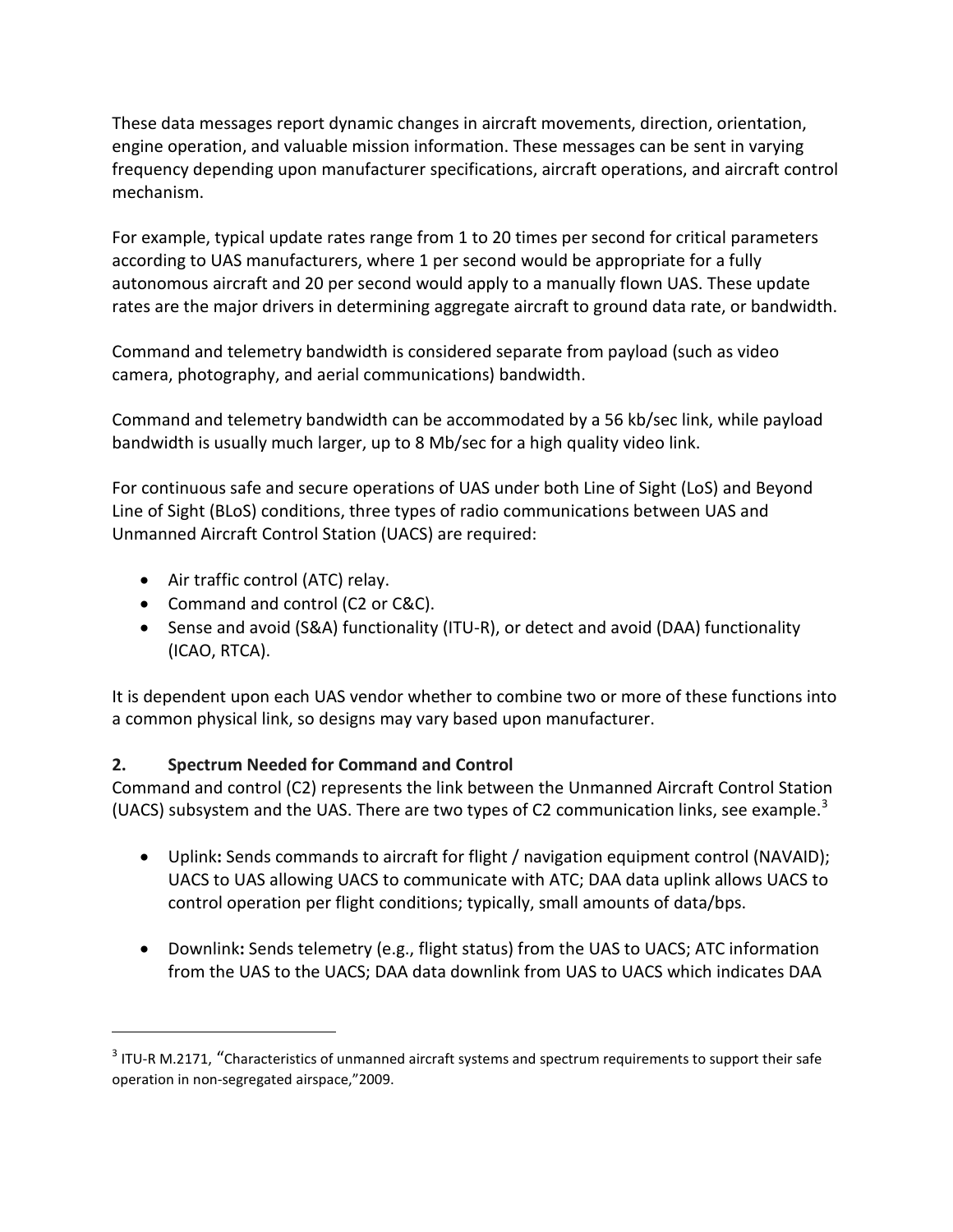These data messages report dynamic changes in aircraft movements, direction, orientation, engine operation, and valuable mission information. These messages can be sent in varying frequency depending upon manufacturer specifications, aircraft operations, and aircraft control mechanism.

For example, typical update rates range from 1 to 20 times per second for critical parameters according to UAS manufacturers, where 1 per second would be appropriate for a fully autonomous aircraft and 20 per second would apply to a manually flown UAS. These update rates are the major drivers in determining aggregate aircraft to ground data rate, or bandwidth.

Command and telemetry bandwidth is considered separate from payload (such as video camera, photography, and aerial communications) bandwidth.

Command and telemetry bandwidth can be accommodated by a 56 kb/sec link, while payload bandwidth is usually much larger, up to 8 Mb/sec for a high quality video link.

For continuous safe and secure operations of UAS under both Line of Sight (LoS) and Beyond Line of Sight (BLoS) conditions, three types of radio communications between UAS and Unmanned Aircraft Control Station (UACS) are required:

- Air traffic control (ATC) relay.
- Command and control (C2 or C&C).
- Sense and avoid (S&A) functionality (ITU-R), or detect and avoid (DAA) functionality (ICAO, RTCA).

It is dependent upon each UAS vendor whether to combine two or more of these functions into a common physical link, so designs may vary based upon manufacturer.

## 2. Spectrum Needed for Command and Control

Command and control (C2) represents the link between the Unmanned Aircraft Control Station (UACS) subsystem and the UAS. There are two types of C2 communication links, see example.[3]

- **Uplink:** Sends commands to aircraft for flight / navigation equipment control (NAVAID); UACS to UAS allowing UACS to communicate with ATC; DAA data uplink allows UACS to control operation per flight conditions; typically, small amounts of data/bps.

- **Downlink:** Sends telemetry (e.g., flight status) from the UAS to UACS; ATC information from the UAS to the UACS; DAA data downlink from UAS to UACS which indicates DAA

[3] ITU-R M.2171, "Characteristics of unmanned aircraft systems and spectrum requirements to support their safe operation in non-segregated airspace,"2009.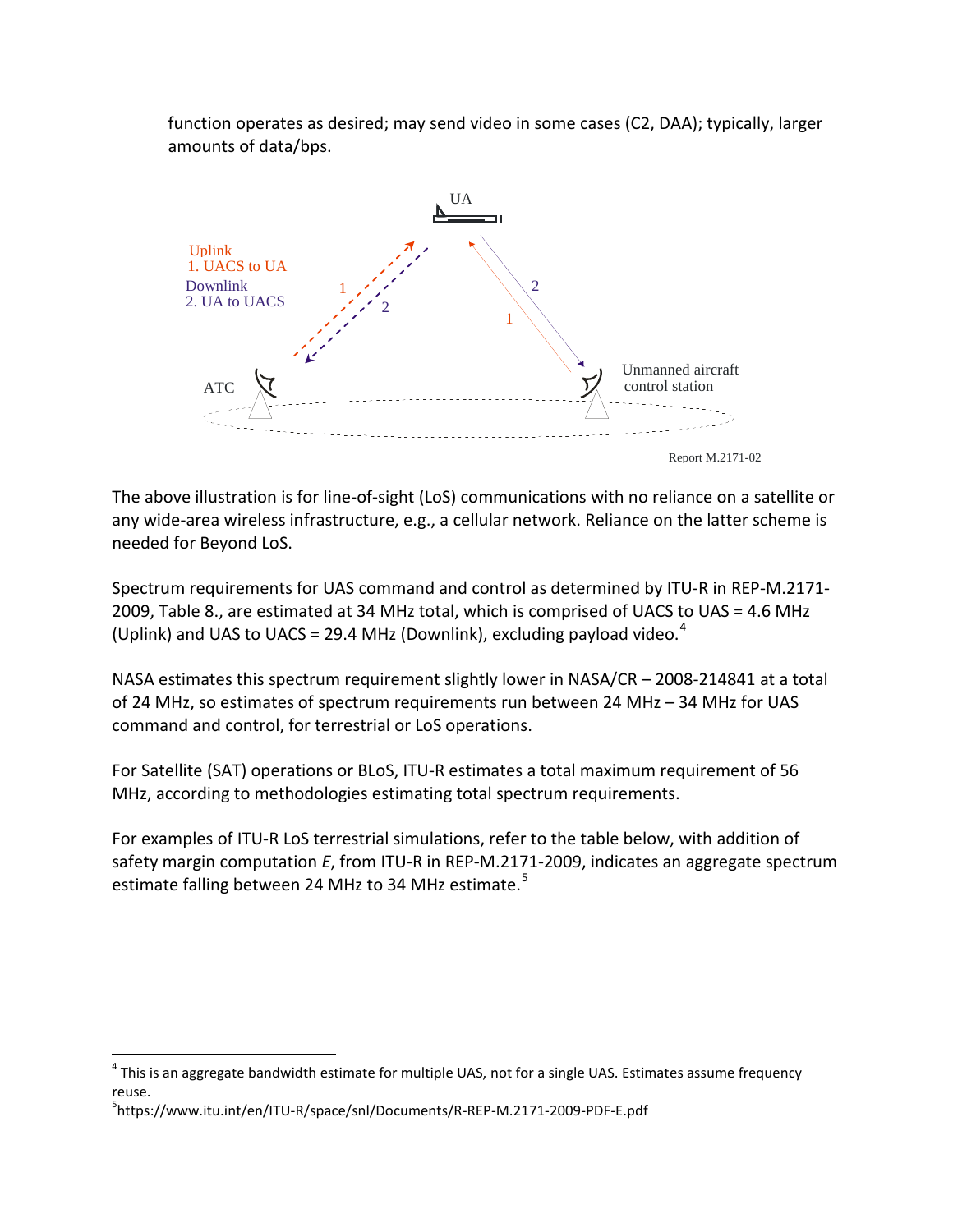function operates as desired; may send video in some cases (C2, DAA); typically, larger amounts of data/bps.

Uplink
1. UACS to UA
Downlink
2. UA to UACS

UA

ATC

Unmanned aircraft control station

Report M.2171-02

The above illustration is for line-of-sight (LoS) communications with no reliance on a satellite or any wide-area wireless infrastructure, e.g., a cellular network. Reliance on the latter scheme is needed for Beyond LoS.

Spectrum requirements for UAS command and control as determined by ITU-R in REP-M.2171-2009, Table 8., are estimated at 34 MHz total, which is comprised of UACS to UAS = 4.6 MHz (Uplink) and UAS to UACS = 29.4 MHz (Downlink), excluding payload video.[4]

NASA estimates this spectrum requirement slightly lower in NASA/CR – 2008-214841 at a total of 24 MHz, so estimates of spectrum requirements run between 24 MHz – 34 MHz for UAS command and control, for terrestrial or LoS operations.

For Satellite (SAT) operations or BLoS, ITU-R estimates a total maximum requirement of 56 MHz, according to methodologies estimating total spectrum requirements.

For examples of ITU-R LoS terrestrial simulations, refer to the table below, with addition of safety margin computation *E*, from ITU-R in REP-M.2171-2009, indicates an aggregate spectrum estimate falling between 24 MHz to 34 MHz estimate.[5]

---

[4] This is an aggregate bandwidth estimate for multiple UAS, not for a single UAS. Estimates assume frequency reuse.

[5] https://www.itu.int/en/ITU-R/space/snl/Documents/R-REP-M.2171-2009-PDF-E.pdf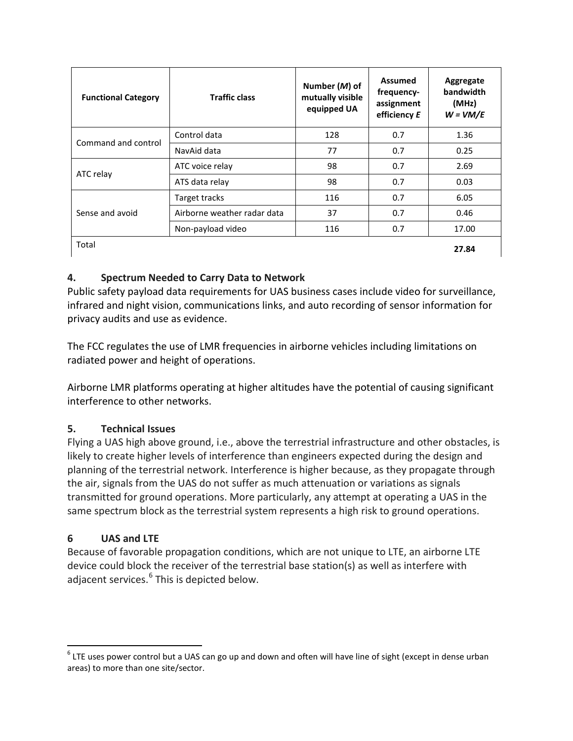| Functional Category | Traffic class | Number ($M$) of mutually visible equipped UA | Assumed frequency-assignment efficiency $E$ | Aggregate bandwidth (MHz) $W = VM/E$ |
|---|---|---|---|---|
| Command and control | Control data | 128 | 0.7 | 1.36 |
| | NavAid data | 77 | 0.7 | 0.25 |
| ATC relay | ATC voice relay | 98 | 0.7 | 2.69 |
| | ATS data relay | 98 | 0.7 | 0.03 |
| Sense and avoid | Target tracks | 116 | 0.7 | 6.05 |
| | Airborne weather radar data | 37 | 0.7 | 0.46 |
| | Non-payload video | 116 | 0.7 | 17.00 |
| Total | | | | **27.84** |

## 4. Spectrum Needed to Carry Data to Network

Public safety payload data requirements for UAS business cases include video for surveillance, infrared and night vision, communications links, and auto recording of sensor information for privacy audits and use as evidence.

The FCC regulates the use of LMR frequencies in airborne vehicles including limitations on radiated power and height of operations.

Airborne LMR platforms operating at higher altitudes have the potential of causing significant interference to other networks.

## 5. Technical Issues

Flying a UAS high above ground, i.e., above the terrestrial infrastructure and other obstacles, is likely to create higher levels of interference than engineers expected during the design and planning of the terrestrial network. Interference is higher because, as they propagate through the air, signals from the UAS do not suffer as much attenuation or variations as signals transmitted for ground operations. More particularly, any attempt at operating a UAS in the same spectrum block as the terrestrial system represents a high risk to ground operations.

## 6 UAS and LTE

Because of favorable propagation conditions, which are not unique to LTE, an airborne LTE device could block the receiver of the terrestrial base station(s) as well as interfere with adjacent services.[6] This is depicted below.

[6] LTE uses power control but a UAS can go up and down and often will have line of sight (except in dense urban areas) to more than one site/sector.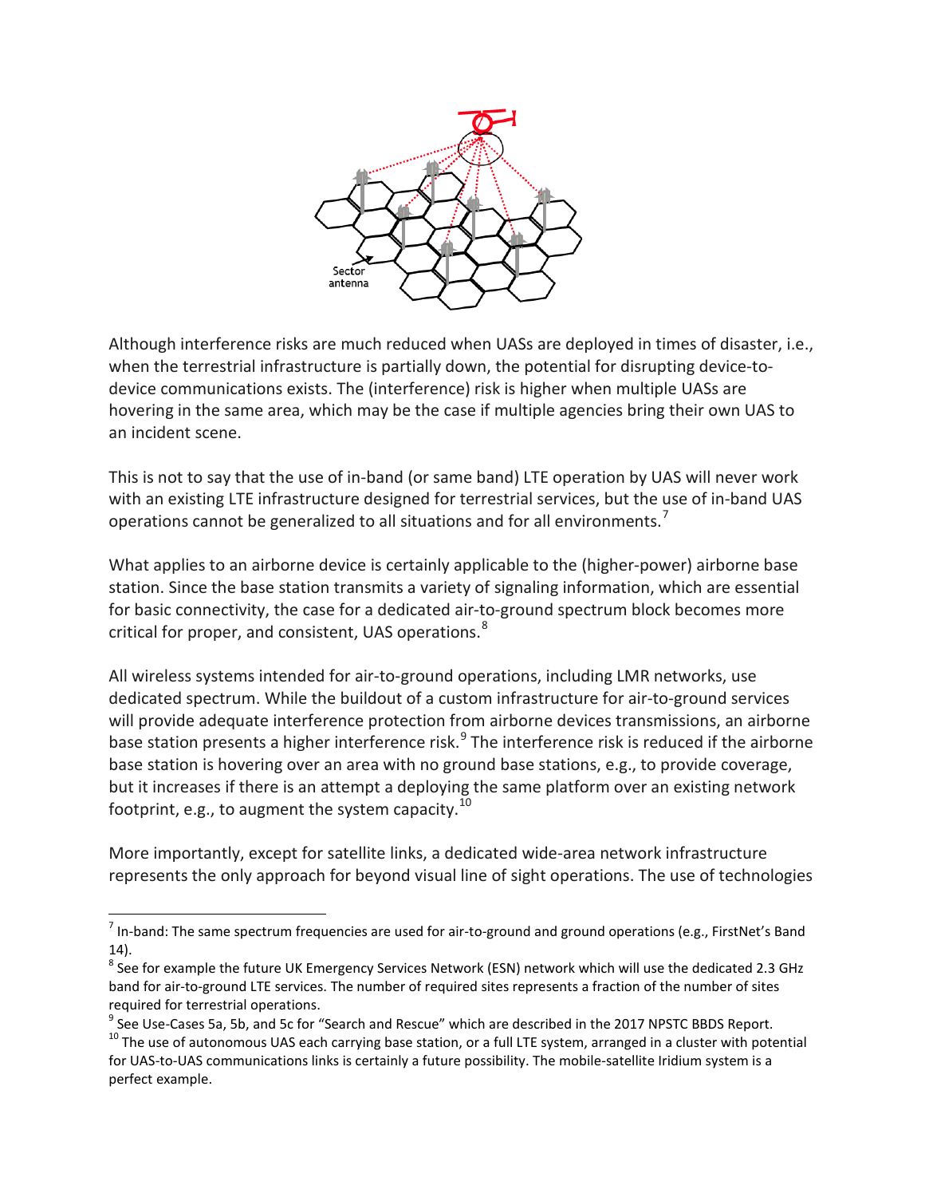Although interference risks are much reduced when UASs are deployed in times of disaster, i.e., when the terrestrial infrastructure is partially down, the potential for disrupting device-to-device communications exists. The (interference) risk is higher when multiple UASs are hovering in the same area, which may be the case if multiple agencies bring their own UAS to an incident scene.

This is not to say that the use of in-band (or same band) LTE operation by UAS will never work with an existing LTE infrastructure designed for terrestrial services, but the use of in-band UAS operations cannot be generalized to all situations and for all environments.[7]

What applies to an airborne device is certainly applicable to the (higher-power) airborne base station. Since the base station transmits a variety of signaling information, which are essential for basic connectivity, the case for a dedicated air-to-ground spectrum block becomes more critical for proper, and consistent, UAS operations.[8]

All wireless systems intended for air-to-ground operations, including LMR networks, use dedicated spectrum. While the buildout of a custom infrastructure for air-to-ground services will provide adequate interference protection from airborne devices transmissions, an airborne base station presents a higher interference risk.[9] The interference risk is reduced if the airborne base station is hovering over an area with no ground base stations, e.g., to provide coverage, but it increases if there is an attempt a deploying the same platform over an existing network footprint, e.g., to augment the system capacity.[10]

More importantly, except for satellite links, a dedicated wide-area network infrastructure represents the only approach for beyond visual line of sight operations. The use of technologies

[7] In-band: The same spectrum frequencies are used for air-to-ground and ground operations (e.g., FirstNet's Band 14).

[8] See for example the future UK Emergency Services Network (ESN) network which will use the dedicated 2.3 GHz band for air-to-ground LTE services. The number of required sites represents a fraction of the number of sites required for terrestrial operations.

[9] See Use-Cases 5a, 5b, and 5c for "Search and Rescue" which are described in the 2017 NPSTC BBDS Report.

[10] The use of autonomous UAS each carrying base station, or a full LTE system, arranged in a cluster with potential for UAS-to-UAS communications links is certainly a future possibility. The mobile-satellite Iridium system is a perfect example.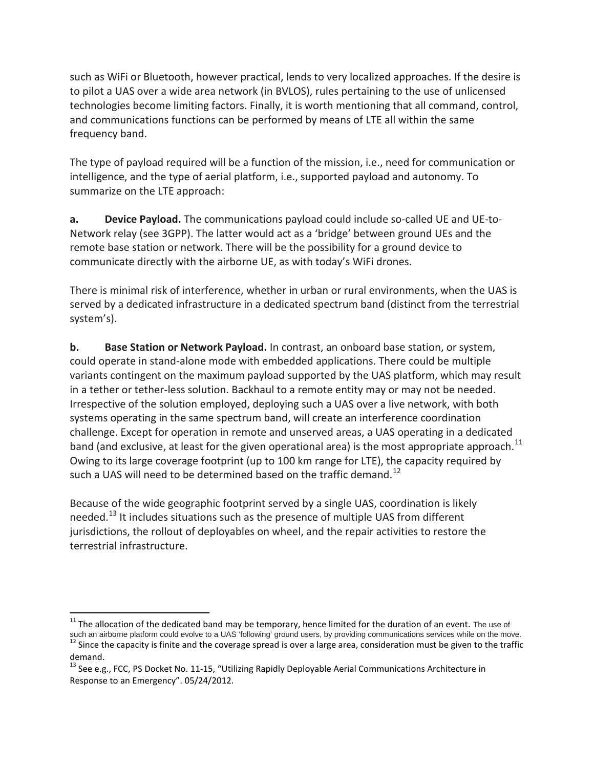such as WiFi or Bluetooth, however practical, lends to very localized approaches. If the desire is to pilot a UAS over a wide area network (in BVLOS), rules pertaining to the use of unlicensed technologies become limiting factors. Finally, it is worth mentioning that all command, control, and communications functions can be performed by means of LTE all within the same frequency band.

The type of payload required will be a function of the mission, i.e., need for communication or intelligence, and the type of aerial platform, i.e., supported payload and autonomy. To summarize on the LTE approach:

**a. Device Payload.** The communications payload could include so-called UE and UE-to-Network relay (see 3GPP). The latter would act as a 'bridge' between ground UEs and the remote base station or network. There will be the possibility for a ground device to communicate directly with the airborne UE, as with today's WiFi drones.

There is minimal risk of interference, whether in urban or rural environments, when the UAS is served by a dedicated infrastructure in a dedicated spectrum band (distinct from the terrestrial system's).

**b. Base Station or Network Payload.** In contrast, an onboard base station, or system, could operate in stand-alone mode with embedded applications. There could be multiple variants contingent on the maximum payload supported by the UAS platform, which may result in a tether or tether-less solution. Backhaul to a remote entity may or may not be needed. Irrespective of the solution employed, deploying such a UAS over a live network, with both systems operating in the same spectrum band, will create an interference coordination challenge. Except for operation in remote and unserved areas, a UAS operating in a dedicated band (and exclusive, at least for the given operational area) is the most appropriate approach.[11] Owing to its large coverage footprint (up to 100 km range for LTE), the capacity required by such a UAS will need to be determined based on the traffic demand.[12]

Because of the wide geographic footprint served by a single UAS, coordination is likely needed.[13] It includes situations such as the presence of multiple UAS from different jurisdictions, the rollout of deployables on wheel, and the repair activities to restore the terrestrial infrastructure.

---

[11] The allocation of the dedicated band may be temporary, hence limited for the duration of an event. The use of such an airborne platform could evolve to a UAS 'following' ground users, by providing communications services while on the move.

[12] Since the capacity is finite and the coverage spread is over a large area, consideration must be given to the traffic demand.

[13] See e.g., FCC, PS Docket No. 11-15, "Utilizing Rapidly Deployable Aerial Communications Architecture in Response to an Emergency". 05/24/2012.